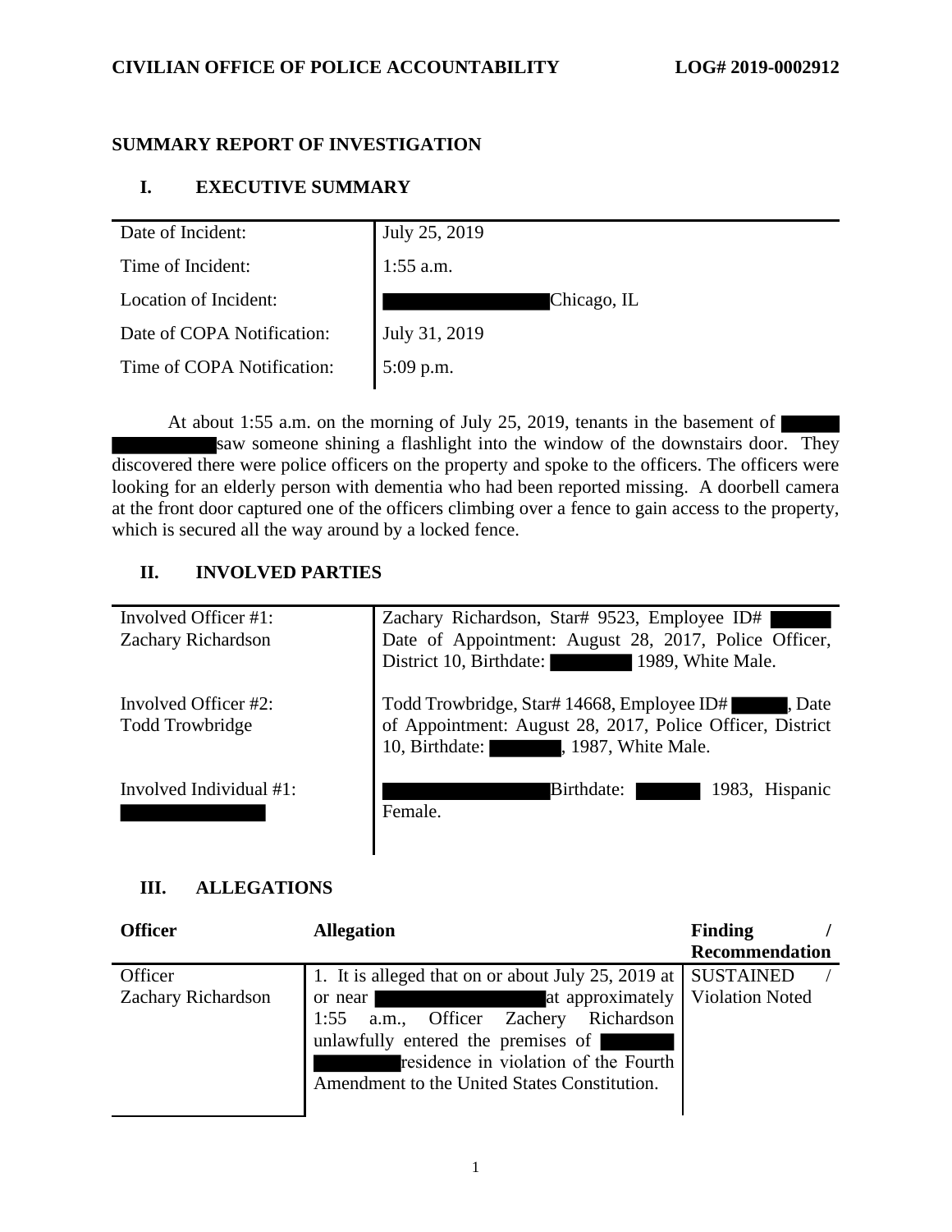**CIVILIAN OFFICE OF POLICE ACCOUNTABILITY LOG# 2019-0002912**

## SUMMARY REPORT OF INVESTIGATION

### I. EXECUTIVE SUMMARY

| | |
|---|---|
| Date of Incident: | July 25, 2019 |
| Time of Incident: | 1:55 a.m. |
| Location of Incident: | ████████ Chicago, IL |
| Date of COPA Notification: | July 31, 2019 |
| Time of COPA Notification: | 5:09 p.m. |

At about 1:55 a.m. on the morning of July 25, 2019, tenants in the basement of ████ ████████ saw someone shining a flashlight into the window of the downstairs door. They discovered there were police officers on the property and spoke to the officers. The officers were looking for an elderly person with dementia who had been reported missing. A doorbell camera at the front door captured one of the officers climbing over a fence to gain access to the property, which is secured all the way around by a locked fence.

### II. INVOLVED PARTIES

| | |
|---|---|
| Involved Officer #1: Zachary Richardson | Zachary Richardson, Star# 9523, Employee ID# ████ Date of Appointment: August 28, 2017, Police Officer, District 10, Birthdate: ████ 1989, White Male. |
| Involved Officer #2: Todd Trowbridge | Todd Trowbridge, Star# 14668, Employee ID# ████, Date of Appointment: August 28, 2017, Police Officer, District 10, Birthdate: ████, 1987, White Male. |
| Involved Individual #1: ████████ | ████████ Birthdate: ████ 1983, Hispanic Female. |

### III. ALLEGATIONS

| Officer | Allegation | Finding / Recommendation |
|---|---|---|
| Officer Zachary Richardson | 1. It is alleged that on or about July 25, 2019 at or near ████████ at approximately 1:55 a.m., Officer Zachery Richardson unlawfully entered the premises of ████ ████ residence in violation of the Fourth Amendment to the United States Constitution. | SUSTAINED / Violation Noted |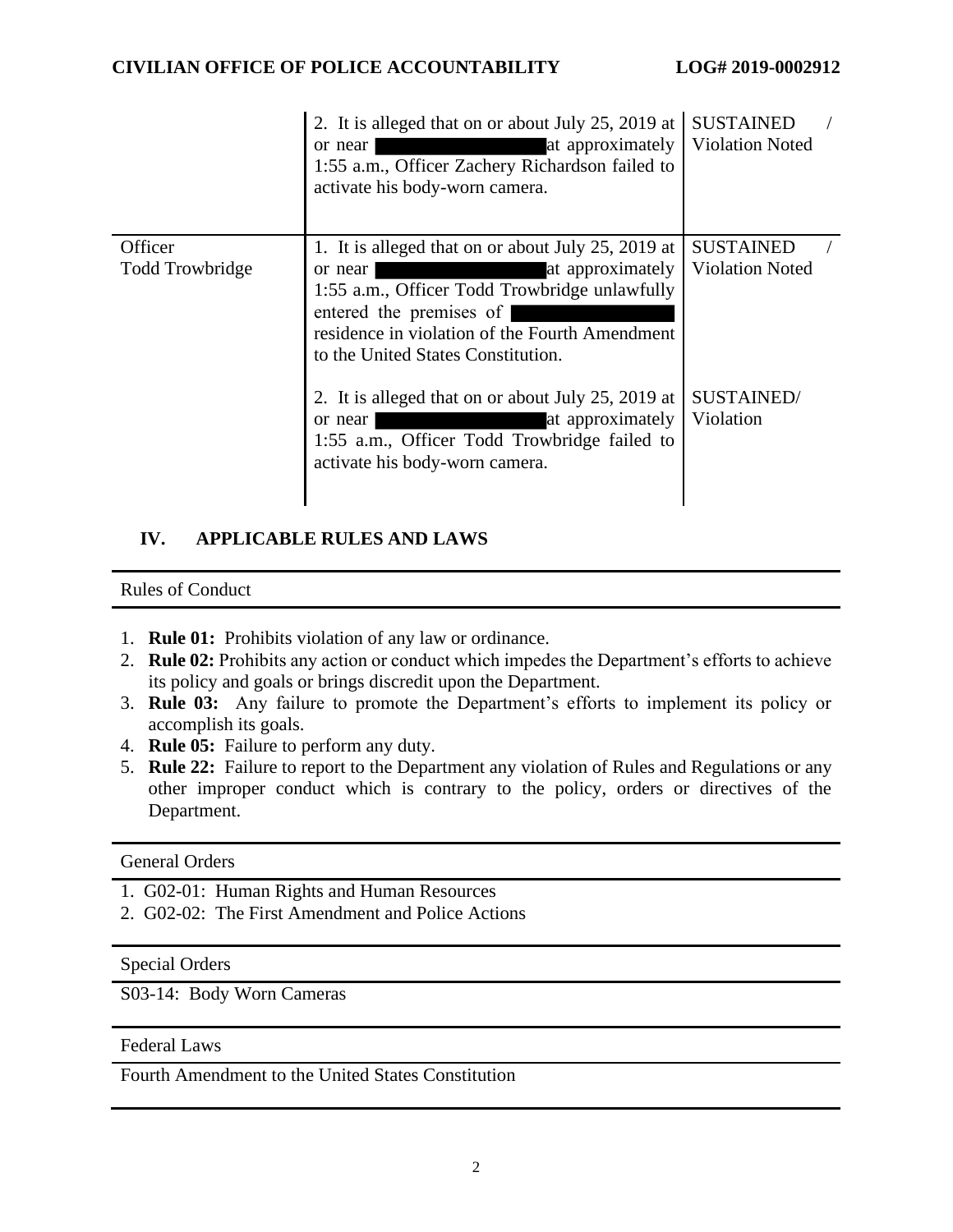| | | |
|---|---|---|
| | 2. It is alleged that on or about July 25, 2019 at or near [REDACTED] at approximately 1:55 a.m., Officer Zachery Richardson failed to activate his body-worn camera. | SUSTAINED / Violation Noted |
| Officer Todd Trowbridge | 1. It is alleged that on or about July 25, 2019 at or near [REDACTED] at approximately 1:55 a.m., Officer Todd Trowbridge unlawfully entered the premises of [REDACTED] residence in violation of the Fourth Amendment to the United States Constitution.<br><br>2. It is alleged that on or about July 25, 2019 at or near [REDACTED] at approximately 1:55 a.m., Officer Todd Trowbridge failed to activate his body-worn camera. | SUSTAINED / Violation Noted<br><br>SUSTAINED/ Violation |

## IV. APPLICABLE RULES AND LAWS

Rules of Conduct

1. **Rule 01:** Prohibits violation of any law or ordinance.
2. **Rule 02:** Prohibits any action or conduct which impedes the Department's efforts to achieve its policy and goals or brings discredit upon the Department.
3. **Rule 03:** Any failure to promote the Department's efforts to implement its policy or accomplish its goals.
4. **Rule 05:** Failure to perform any duty.
5. **Rule 22:** Failure to report to the Department any violation of Rules and Regulations or any other improper conduct which is contrary to the policy, orders or directives of the Department.

General Orders

1. G02-01: Human Rights and Human Resources
2. G02-02: The First Amendment and Police Actions

Special Orders

S03-14: Body Worn Cameras

Federal Laws

Fourth Amendment to the United States Constitution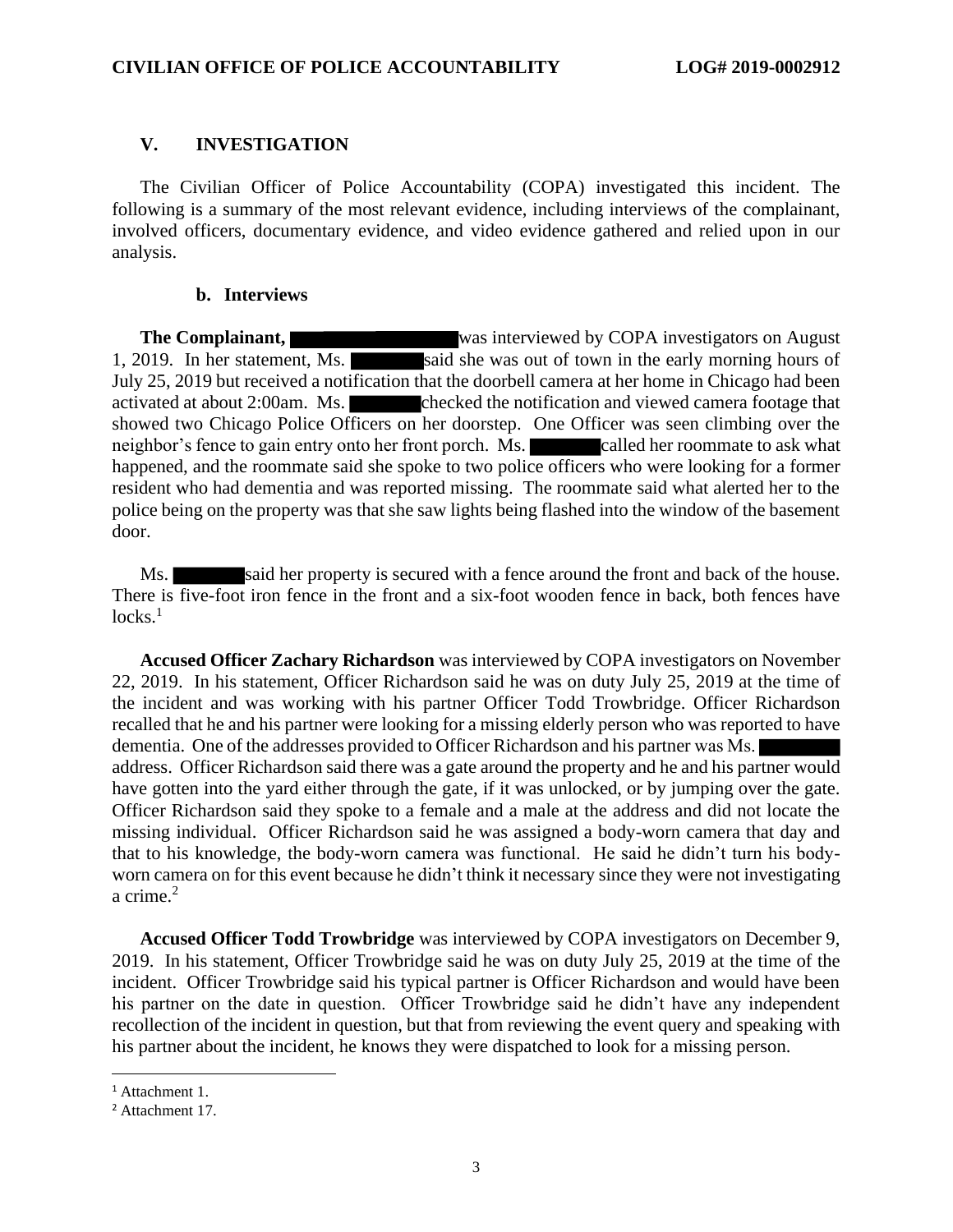## V. INVESTIGATION

The Civilian Officer of Police Accountability (COPA) investigated this incident. The following is a summary of the most relevant evidence, including interviews of the complainant, involved officers, documentary evidence, and video evidence gathered and relied upon in our analysis.

### b. Interviews

**The Complainant,** ██████████ was interviewed by COPA investigators on August 1, 2019. In her statement, Ms. ██████ said she was out of town in the early morning hours of July 25, 2019 but received a notification that the doorbell camera at her home in Chicago had been activated at about 2:00am. Ms. ██████ checked the notification and viewed camera footage that showed two Chicago Police Officers on her doorstep. One Officer was seen climbing over the neighbor's fence to gain entry onto her front porch. Ms. ██████ called her roommate to ask what happened, and the roommate said she spoke to two police officers who were looking for a former resident who had dementia and was reported missing. The roommate said what alerted her to the police being on the property was that she saw lights being flashed into the window of the basement door.

Ms. ██████ said her property is secured with a fence around the front and back of the house. There is five-foot iron fence in the front and a six-foot wooden fence in back, both fences have locks.[1]

**Accused Officer Zachary Richardson** was interviewed by COPA investigators on November 22, 2019. In his statement, Officer Richardson said he was on duty July 25, 2019 at the time of the incident and was working with his partner Officer Todd Trowbridge. Officer Richardson recalled that he and his partner were looking for a missing elderly person who was reported to have dementia. One of the addresses provided to Officer Richardson and his partner was Ms. ██████ address. Officer Richardson said there was a gate around the property and he and his partner would have gotten into the yard either through the gate, if it was unlocked, or by jumping over the gate. Officer Richardson said they spoke to a female and a male at the address and did not locate the missing individual. Officer Richardson said he was assigned a body-worn camera that day and that to his knowledge, the body-worn camera was functional. He said he didn't turn his body-worn camera on for this event because he didn't think it necessary since they were not investigating a crime.[2]

**Accused Officer Todd Trowbridge** was interviewed by COPA investigators on December 9, 2019. In his statement, Officer Trowbridge said he was on duty July 25, 2019 at the time of the incident. Officer Trowbridge said his typical partner is Officer Richardson and would have been his partner on the date in question. Officer Trowbridge said he didn't have any independent recollection of the incident in question, but that from reviewing the event query and speaking with his partner about the incident, he knows they were dispatched to look for a missing person.

---

[1] Attachment 1.

[2] Attachment 17.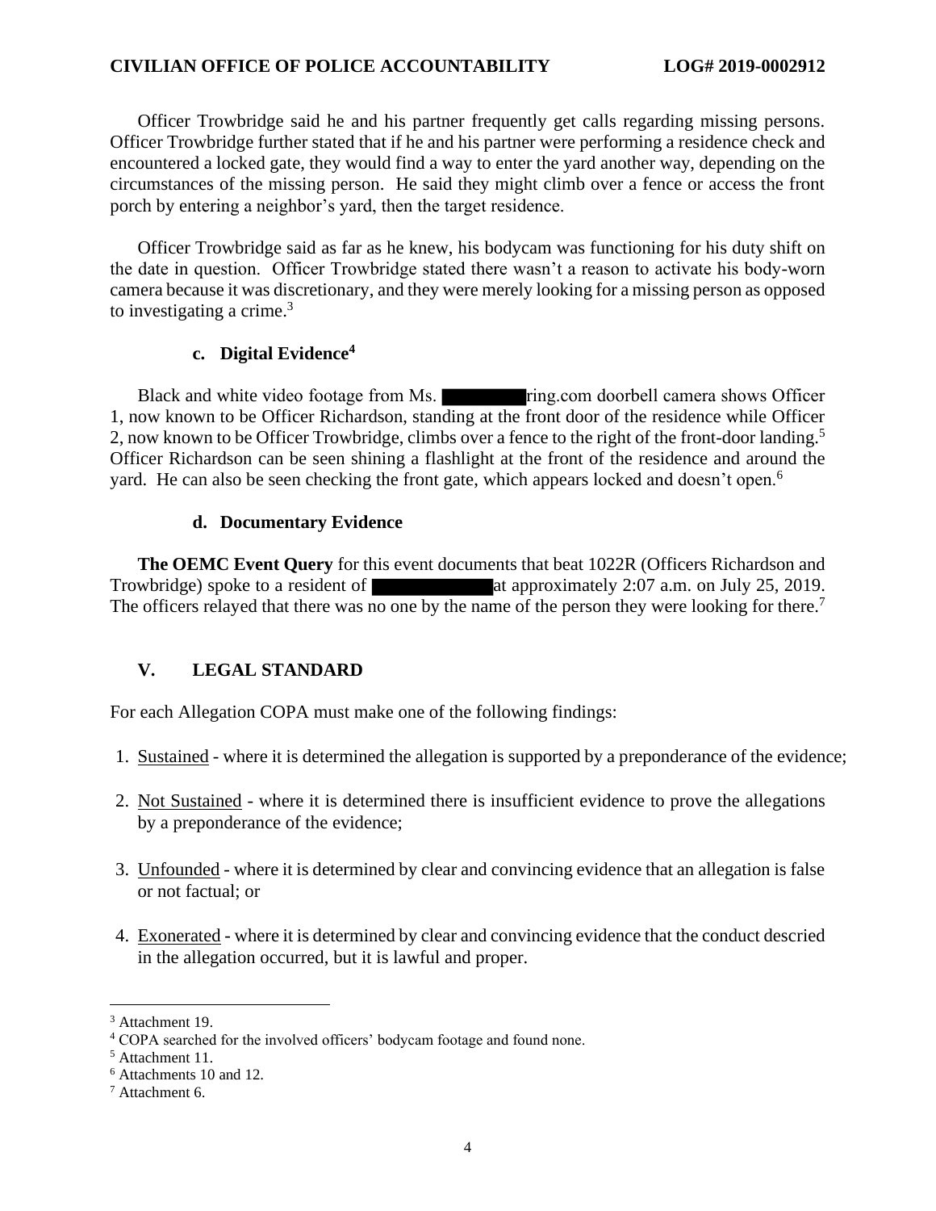Officer Trowbridge said he and his partner frequently get calls regarding missing persons. Officer Trowbridge further stated that if he and his partner were performing a residence check and encountered a locked gate, they would find a way to enter the yard another way, depending on the circumstances of the missing person. He said they might climb over a fence or access the front porch by entering a neighbor's yard, then the target residence.

Officer Trowbridge said as far as he knew, his bodycam was functioning for his duty shift on the date in question. Officer Trowbridge stated there wasn't a reason to activate his body-worn camera because it was discretionary, and they were merely looking for a missing person as opposed to investigating a crime.[3]

### c. Digital Evidence[4]

Black and white video footage from Ms. ████████ ring.com doorbell camera shows Officer 1, now known to be Officer Richardson, standing at the front door of the residence while Officer 2, now known to be Officer Trowbridge, climbs over a fence to the right of the front-door landing.[5] Officer Richardson can be seen shining a flashlight at the front of the residence and around the yard. He can also be seen checking the front gate, which appears locked and doesn't open.[6]

### d. Documentary Evidence

**The OEMC Event Query** for this event documents that beat 1022R (Officers Richardson and Trowbridge) spoke to a resident of ████████████ at approximately 2:07 a.m. on July 25, 2019. The officers relayed that there was no one by the name of the person they were looking for there.[7]

## V. LEGAL STANDARD

For each Allegation COPA must make one of the following findings:

1. Sustained - where it is determined the allegation is supported by a preponderance of the evidence;
2. Not Sustained - where it is determined there is insufficient evidence to prove the allegations by a preponderance of the evidence;
3. Unfounded - where it is determined by clear and convincing evidence that an allegation is false or not factual; or
4. Exonerated - where it is determined by clear and convincing evidence that the conduct descried in the allegation occurred, but it is lawful and proper.

---

[3] Attachment 19.

[4] COPA searched for the involved officers' bodycam footage and found none.

[5] Attachment 11.

[6] Attachments 10 and 12.

[7] Attachment 6.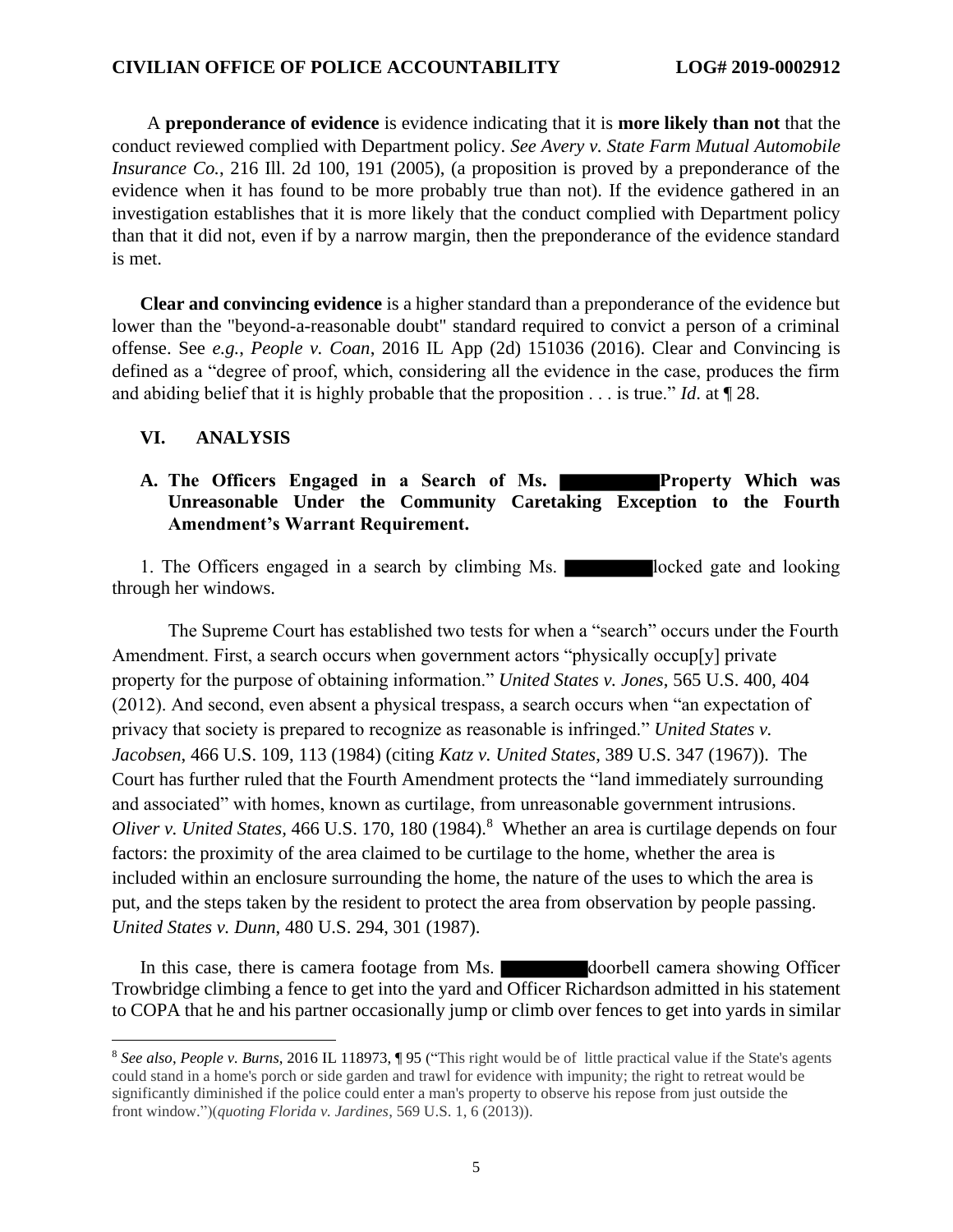A **preponderance of evidence** is evidence indicating that it is **more likely than not** that the conduct reviewed complied with Department policy. *See Avery v. State Farm Mutual Automobile Insurance Co.*, 216 Ill. 2d 100, 191 (2005), (a proposition is proved by a preponderance of the evidence when it has found to be more probably true than not). If the evidence gathered in an investigation establishes that it is more likely that the conduct complied with Department policy than that it did not, even if by a narrow margin, then the preponderance of the evidence standard is met.

**Clear and convincing evidence** is a higher standard than a preponderance of the evidence but lower than the "beyond-a-reasonable doubt" standard required to convict a person of a criminal offense. See *e.g.*, *People v. Coan*, 2016 IL App (2d) 151036 (2016). Clear and Convincing is defined as a "degree of proof, which, considering all the evidence in the case, produces the firm and abiding belief that it is highly probable that the proposition . . . is true." *Id*. at ¶ 28.

## VI. ANALYSIS

### A. The Officers Engaged in a Search of Ms. [REDACTED] Property Which was Unreasonable Under the Community Caretaking Exception to the Fourth Amendment's Warrant Requirement.

1. The Officers engaged in a search by climbing Ms. [REDACTED] locked gate and looking through her windows.

The Supreme Court has established two tests for when a "search" occurs under the Fourth Amendment. First, a search occurs when government actors "physically occup[y] private property for the purpose of obtaining information." *United States v. Jones*, 565 U.S. 400, 404 (2012). And second, even absent a physical trespass, a search occurs when "an expectation of privacy that society is prepared to recognize as reasonable is infringed." *United States v. Jacobsen*, 466 U.S. 109, 113 (1984) (citing *Katz v. United States*, 389 U.S. 347 (1967)). The Court has further ruled that the Fourth Amendment protects the "land immediately surrounding and associated" with homes, known as curtilage, from unreasonable government intrusions. *Oliver v. United States*, 466 U.S. 170, 180 (1984).[8] Whether an area is curtilage depends on four factors: the proximity of the area claimed to be curtilage to the home, whether the area is included within an enclosure surrounding the home, the nature of the uses to which the area is put, and the steps taken by the resident to protect the area from observation by people passing. *United States v. Dunn*, 480 U.S. 294, 301 (1987).

In this case, there is camera footage from Ms. [REDACTED] doorbell camera showing Officer Trowbridge climbing a fence to get into the yard and Officer Richardson admitted in his statement to COPA that he and his partner occasionally jump or climb over fences to get into yards in similar

---

[8] *See also*, *People v. Burns*, 2016 IL 118973, ¶ 95 ("This right would be of little practical value if the State's agents could stand in a home's porch or side garden and trawl for evidence with impunity; the right to retreat would be significantly diminished if the police could enter a man's property to observe his repose from just outside the front window.")(*quoting Florida v. Jardines*, 569 U.S. 1, 6 (2013)).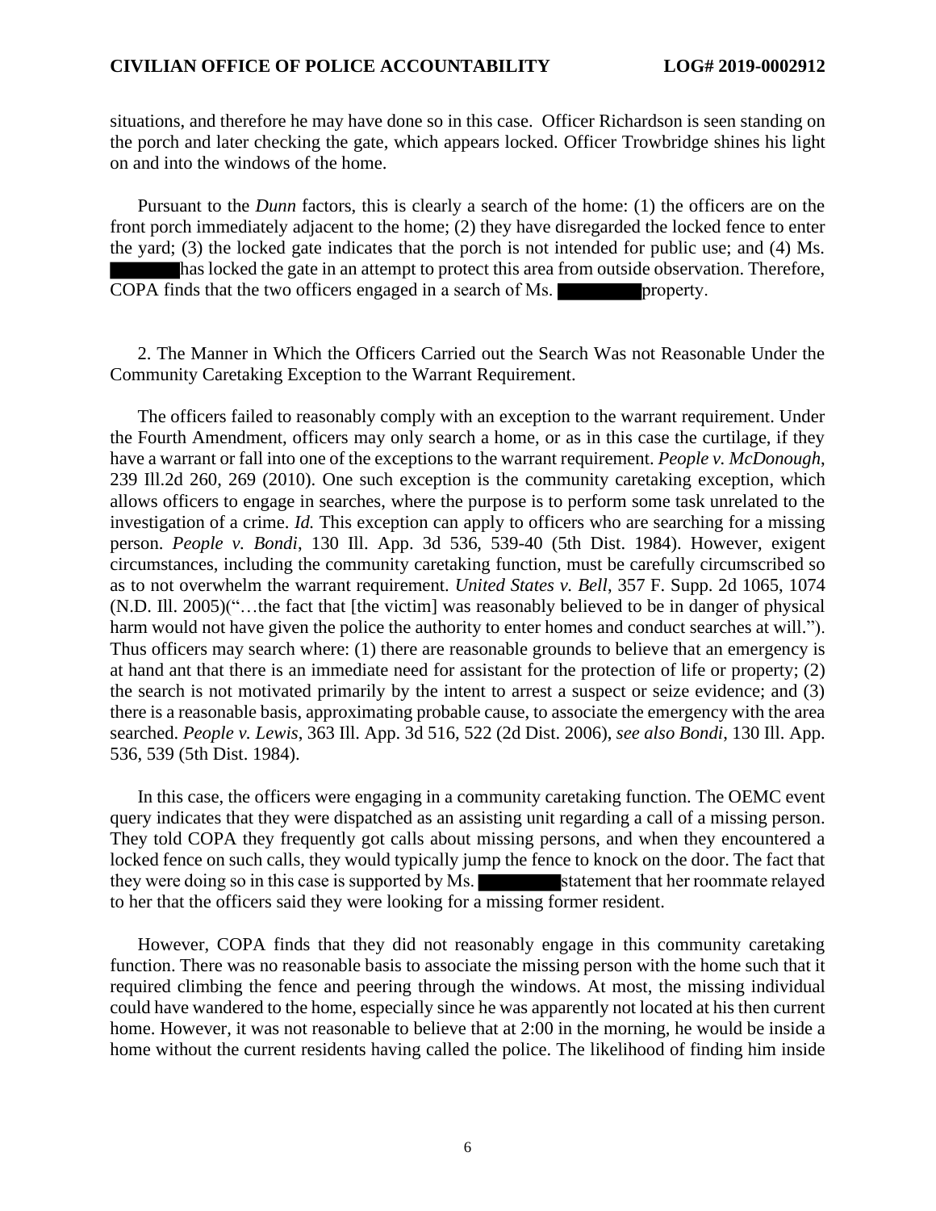situations, and therefore he may have done so in this case. Officer Richardson is seen standing on the porch and later checking the gate, which appears locked. Officer Trowbridge shines his light on and into the windows of the home.

Pursuant to the *Dunn* factors, this is clearly a search of the home: (1) the officers are on the front porch immediately adjacent to the home; (2) they have disregarded the locked fence to enter the yard; (3) the locked gate indicates that the porch is not intended for public use; and (4) Ms. ██████ has locked the gate in an attempt to protect this area from outside observation. Therefore, COPA finds that the two officers engaged in a search of Ms. ██████ property.

2. The Manner in Which the Officers Carried out the Search Was not Reasonable Under the Community Caretaking Exception to the Warrant Requirement.

The officers failed to reasonably comply with an exception to the warrant requirement. Under the Fourth Amendment, officers may only search a home, or as in this case the curtilage, if they have a warrant or fall into one of the exceptions to the warrant requirement. *People v. McDonough*, 239 Ill.2d 260, 269 (2010). One such exception is the community caretaking exception, which allows officers to engage in searches, where the purpose is to perform some task unrelated to the investigation of a crime. *Id.* This exception can apply to officers who are searching for a missing person. *People v. Bondi*, 130 Ill. App. 3d 536, 539-40 (5th Dist. 1984). However, exigent circumstances, including the community caretaking function, must be carefully circumscribed so as to not overwhelm the warrant requirement. *United States v. Bell*, 357 F. Supp. 2d 1065, 1074 (N.D. Ill. 2005)("…the fact that [the victim] was reasonably believed to be in danger of physical harm would not have given the police the authority to enter homes and conduct searches at will."). Thus officers may search where: (1) there are reasonable grounds to believe that an emergency is at hand ant that there is an immediate need for assistant for the protection of life or property; (2) the search is not motivated primarily by the intent to arrest a suspect or seize evidence; and (3) there is a reasonable basis, approximating probable cause, to associate the emergency with the area searched. *People v. Lewis*, 363 Ill. App. 3d 516, 522 (2d Dist. 2006), *see also Bondi*, 130 Ill. App. 536, 539 (5th Dist. 1984).

In this case, the officers were engaging in a community caretaking function. The OEMC event query indicates that they were dispatched as an assisting unit regarding a call of a missing person. They told COPA they frequently got calls about missing persons, and when they encountered a locked fence on such calls, they would typically jump the fence to knock on the door. The fact that they were doing so in this case is supported by Ms. ██████ statement that her roommate relayed to her that the officers said they were looking for a missing former resident.

However, COPA finds that they did not reasonably engage in this community caretaking function. There was no reasonable basis to associate the missing person with the home such that it required climbing the fence and peering through the windows. At most, the missing individual could have wandered to the home, especially since he was apparently not located at his then current home. However, it was not reasonable to believe that at 2:00 in the morning, he would be inside a home without the current residents having called the police. The likelihood of finding him inside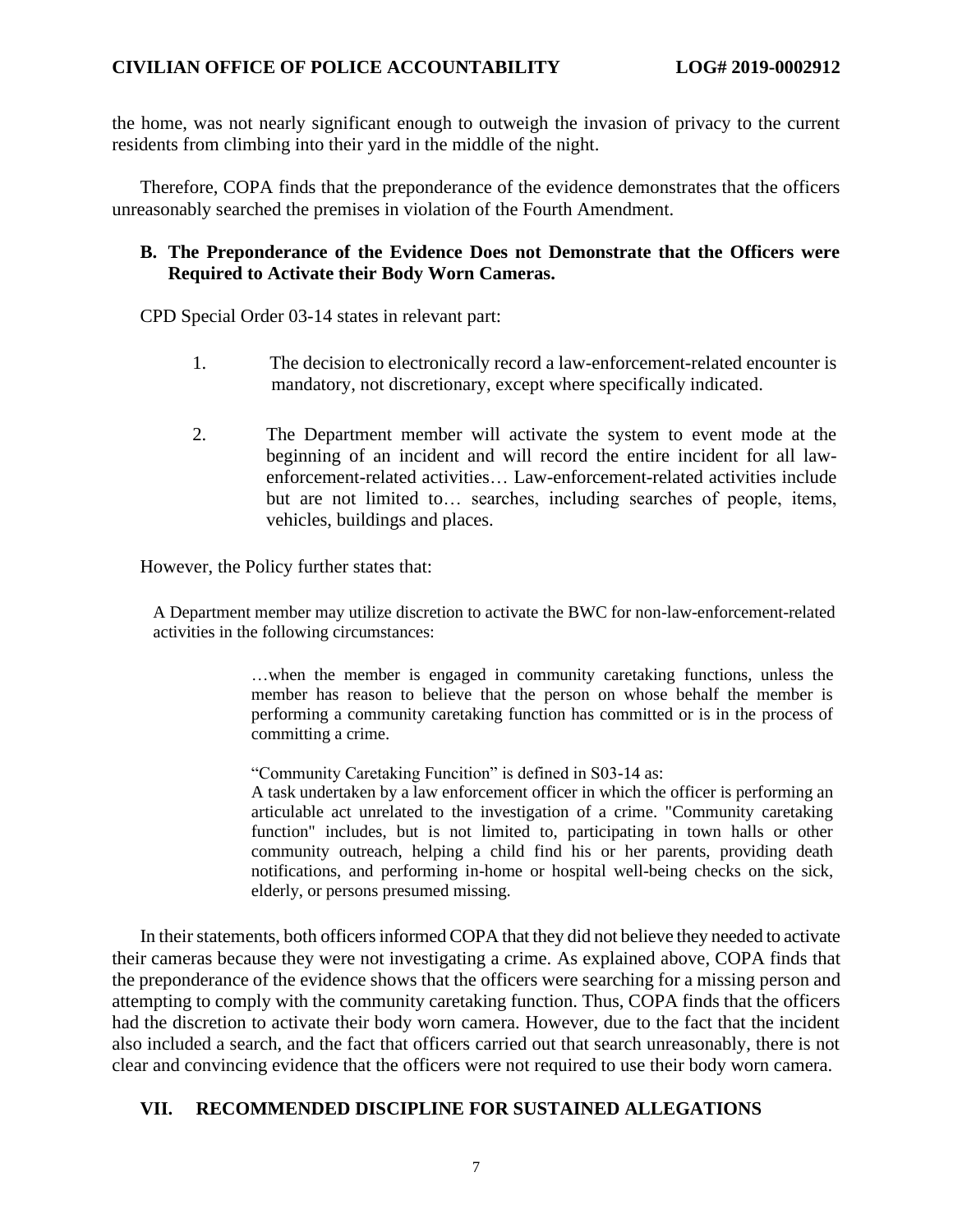the home, was not nearly significant enough to outweigh the invasion of privacy to the current residents from climbing into their yard in the middle of the night.

Therefore, COPA finds that the preponderance of the evidence demonstrates that the officers unreasonably searched the premises in violation of the Fourth Amendment.

### B. The Preponderance of the Evidence Does not Demonstrate that the Officers were Required to Activate their Body Worn Cameras.

CPD Special Order 03-14 states in relevant part:

> 1. The decision to electronically record a law-enforcement-related encounter is mandatory, not discretionary, except where specifically indicated.
>
> 2. The Department member will activate the system to event mode at the beginning of an incident and will record the entire incident for all law-enforcement-related activities… Law-enforcement-related activities include but are not limited to… searches, including searches of people, items, vehicles, buildings and places.

However, the Policy further states that:

> A Department member may utilize discretion to activate the BWC for non-law-enforcement-related activities in the following circumstances:
>
> > …when the member is engaged in community caretaking functions, unless the member has reason to believe that the person on whose behalf the member is performing a community caretaking function has committed or is in the process of committing a crime.
> >
> > "Community Caretaking Funcition" is defined in S03-14 as:
> > A task undertaken by a law enforcement officer in which the officer is performing an articulable act unrelated to the investigation of a crime. "Community caretaking function" includes, but is not limited to, participating in town halls or other community outreach, helping a child find his or her parents, providing death notifications, and performing in-home or hospital well-being checks on the sick, elderly, or persons presumed missing.

In their statements, both officers informed COPA that they did not believe they needed to activate their cameras because they were not investigating a crime. As explained above, COPA finds that the preponderance of the evidence shows that the officers were searching for a missing person and attempting to comply with the community caretaking function. Thus, COPA finds that the officers had the discretion to activate their body worn camera. However, due to the fact that the incident also included a search, and the fact that officers carried out that search unreasonably, there is not clear and convincing evidence that the officers were not required to use their body worn camera.

## VII. RECOMMENDED DISCIPLINE FOR SUSTAINED ALLEGATIONS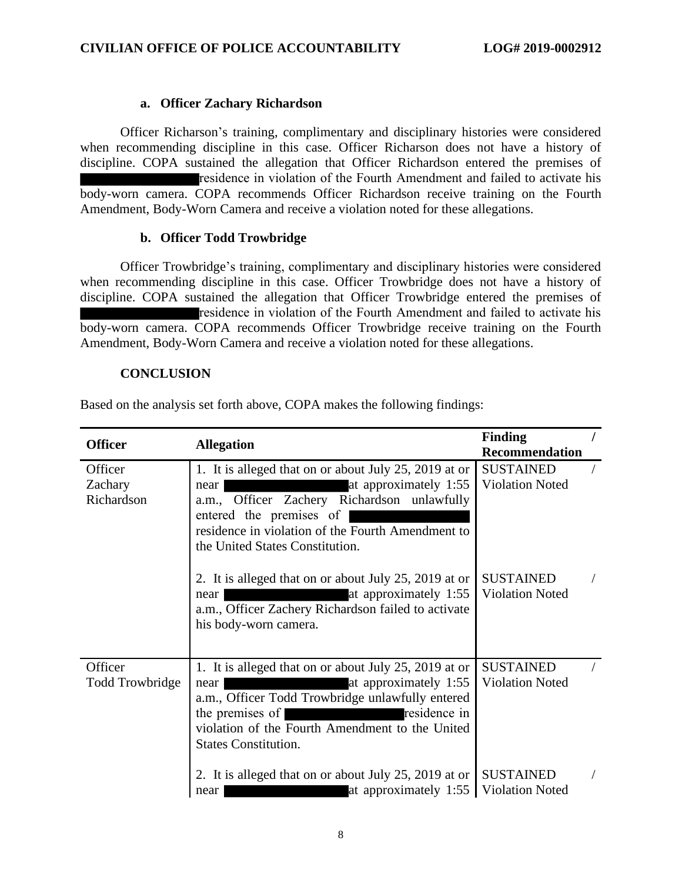### a. Officer Zachary Richardson

Officer Richarson's training, complimentary and disciplinary histories were considered when recommending discipline in this case. Officer Richarson does not have a history of discipline. COPA sustained the allegation that Officer Richardson entered the premises of ██████████ residence in violation of the Fourth Amendment and failed to activate his body-worn camera. COPA recommends Officer Richardson receive training on the Fourth Amendment, Body-Worn Camera and receive a violation noted for these allegations.

### b. Officer Todd Trowbridge

Officer Trowbridge's training, complimentary and disciplinary histories were considered when recommending discipline in this case. Officer Trowbridge does not have a history of discipline. COPA sustained the allegation that Officer Trowbridge entered the premises of ██████████ residence in violation of the Fourth Amendment and failed to activate his body-worn camera. COPA recommends Officer Trowbridge receive training on the Fourth Amendment, Body-Worn Camera and receive a violation noted for these allegations.

## CONCLUSION

Based on the analysis set forth above, COPA makes the following findings:

| Officer | Allegation | Finding / Recommendation |
|---|---|---|
| Officer Zachary Richardson | 1. It is alleged that on or about July 25, 2019 at or near ██████████ at approximately 1:55 a.m., Officer Zachery Richardson unlawfully entered the premises of ██████████ residence in violation of the Fourth Amendment to the United States Constitution. | SUSTAINED / Violation Noted |
| | 2. It is alleged that on or about July 25, 2019 at or near ██████████ at approximately 1:55 a.m., Officer Zachery Richardson failed to activate his body-worn camera. | SUSTAINED / Violation Noted |
| Officer Todd Trowbridge | 1. It is alleged that on or about July 25, 2019 at or near ██████████ at approximately 1:55 a.m., Officer Todd Trowbridge unlawfully entered the premises of ██████████ residence in violation of the Fourth Amendment to the United States Constitution. | SUSTAINED / Violation Noted |
| | 2. It is alleged that on or about July 25, 2019 at or near ██████████ at approximately 1:55 | SUSTAINED / Violation Noted |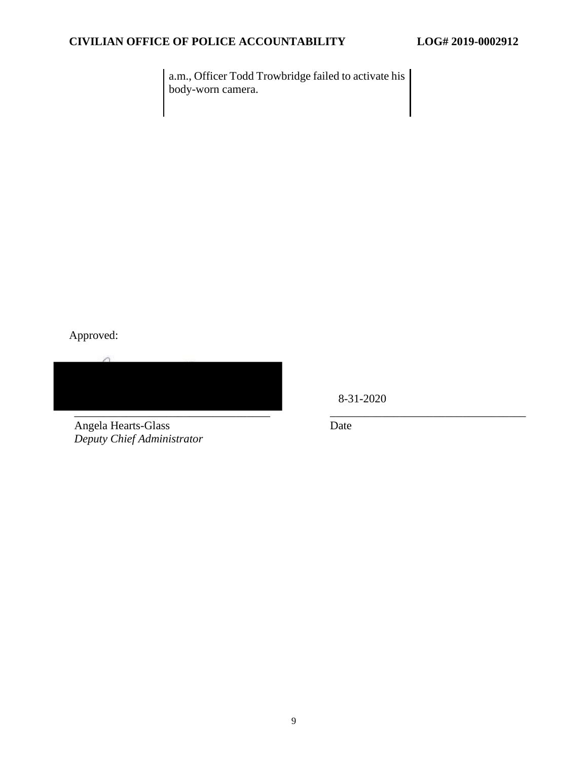| | |
|---|---|
| | a.m., Officer Todd Trowbridge failed to activate his body-worn camera. |

Approved:

\_\_\_\_\_\_\_\_\_\_\_\_\_\_\_\_\_\_\_\_\_\_\_\_\_\_\_\_\_\_\_\_\_\_\_\_\_\_
Angela Hearts-Glass
*Deputy Chief Administrator*

8-31-2020
\_\_\_\_\_\_\_\_\_\_\_\_\_\_\_\_\_\_\_\_\_\_\_\_\_\_\_\_\_\_\_\_\_\_\_\_\_\_
Date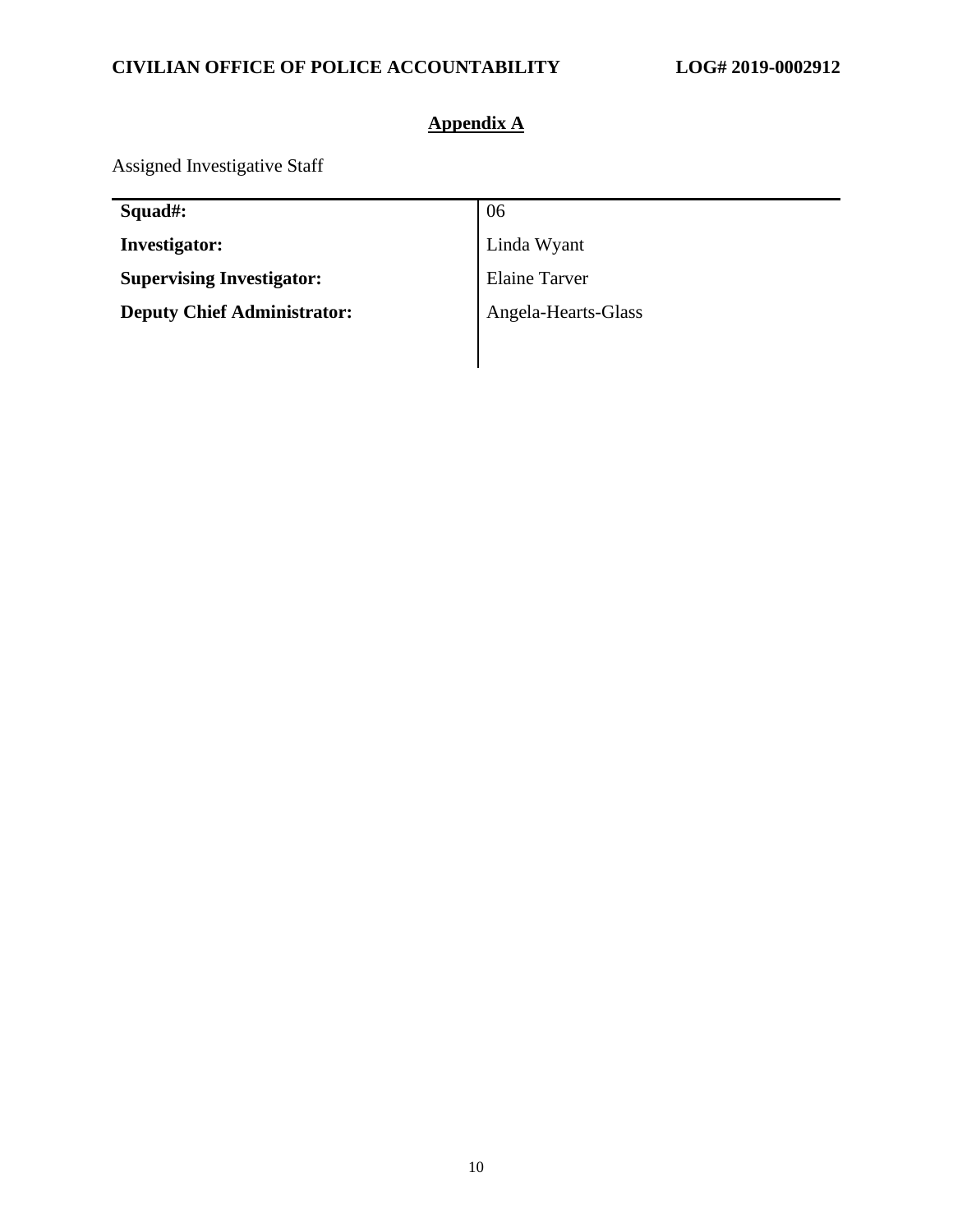## Appendix A

Assigned Investigative Staff

| | |
|---|---|
| **Squad#:** | 06 |
| **Investigator:** | Linda Wyant |
| **Supervising Investigator:** | Elaine Tarver |
| **Deputy Chief Administrator:** | Angela-Hearts-Glass |